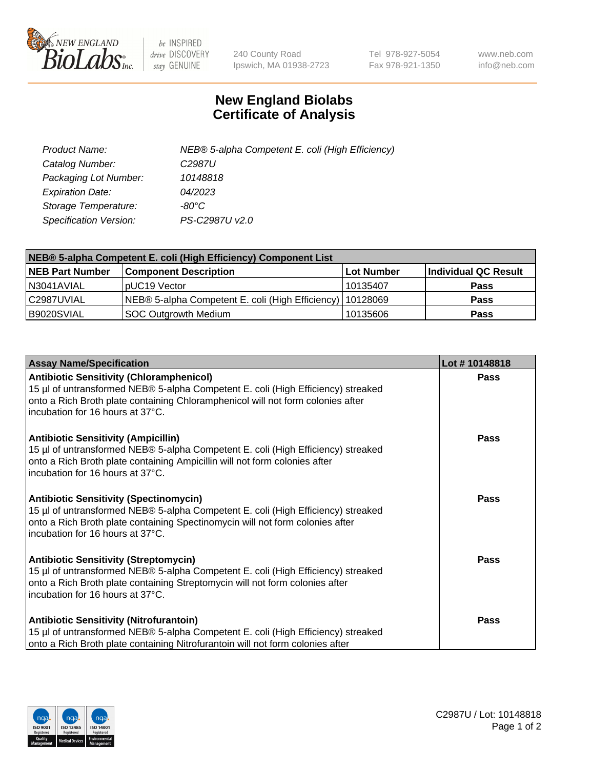# New England Biolabs
## Certificate of Analysis

| | |
|---|---|
| *Product Name:* | *NEB® 5-alpha Competent E. coli (High Efficiency)* |
| *Catalog Number:* | *C2987U* |
| *Packaging Lot Number:* | *10148818* |
| *Expiration Date:* | *04/2023* |
| *Storage Temperature:* | *-80°C* |
| *Specification Version:* | *PS-C2987U v2.0* |

| NEB® 5-alpha Competent E. coli (High Efficiency) Component List | | | |
|---|---|---|---|
| **NEB Part Number** | **Component Description** | **Lot Number** | **Individual QC Result** |
| N3041AVIAL | pUC19 Vector | 10135407 | **Pass** |
| C2987UVIAL | NEB® 5-alpha Competent E. coli (High Efficiency) | 10128069 | **Pass** |
| B9020SVIAL | SOC Outgrowth Medium | 10135606 | **Pass** |

| Assay Name/Specification | Lot # 10148818 |
|---|---|
| **Antibiotic Sensitivity (Chloramphenicol)**<br>15 µl of untransformed NEB® 5-alpha Competent E. coli (High Efficiency) streaked onto a Rich Broth plate containing Chloramphenicol will not form colonies after incubation for 16 hours at 37°C. | **Pass** |
| **Antibiotic Sensitivity (Ampicillin)**<br>15 µl of untransformed NEB® 5-alpha Competent E. coli (High Efficiency) streaked onto a Rich Broth plate containing Ampicillin will not form colonies after incubation for 16 hours at 37°C. | **Pass** |
| **Antibiotic Sensitivity (Spectinomycin)**<br>15 µl of untransformed NEB® 5-alpha Competent E. coli (High Efficiency) streaked onto a Rich Broth plate containing Spectinomycin will not form colonies after incubation for 16 hours at 37°C. | **Pass** |
| **Antibiotic Sensitivity (Streptomycin)**<br>15 µl of untransformed NEB® 5-alpha Competent E. coli (High Efficiency) streaked onto a Rich Broth plate containing Streptomycin will not form colonies after incubation for 16 hours at 37°C. | **Pass** |
| **Antibiotic Sensitivity (Nitrofurantoin)**<br>15 µl of untransformed NEB® 5-alpha Competent E. coli (High Efficiency) streaked onto a Rich Broth plate containing Nitrofurantoin will not form colonies after | **Pass** |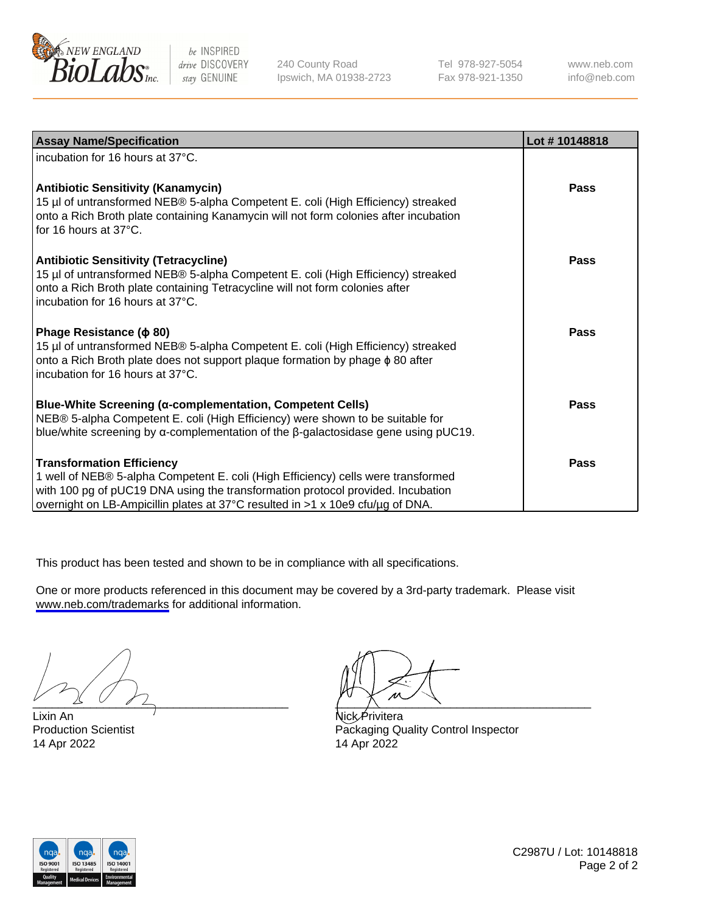| Assay Name/Specification | Lot # 10148818 |
| --- | --- |
| incubation for 16 hours at 37°C. | |
| **Antibiotic Sensitivity (Kanamycin)**<br>15 µl of untransformed NEB® 5-alpha Competent E. coli (High Efficiency) streaked onto a Rich Broth plate containing Kanamycin will not form colonies after incubation for 16 hours at 37°C. | **Pass** |
| **Antibiotic Sensitivity (Tetracycline)**<br>15 µl of untransformed NEB® 5-alpha Competent E. coli (High Efficiency) streaked onto a Rich Broth plate containing Tetracycline will not form colonies after incubation for 16 hours at 37°C. | **Pass** |
| **Phage Resistance (ϕ 80)**<br>15 µl of untransformed NEB® 5-alpha Competent E. coli (High Efficiency) streaked onto a Rich Broth plate does not support plaque formation by phage ϕ 80 after incubation for 16 hours at 37°C. | **Pass** |
| **Blue-White Screening (α-complementation, Competent Cells)**<br>NEB® 5-alpha Competent E. coli (High Efficiency) were shown to be suitable for blue/white screening by α-complementation of the β-galactosidase gene using pUC19. | **Pass** |
| **Transformation Efficiency**<br>1 well of NEB® 5-alpha Competent E. coli (High Efficiency) cells were transformed with 100 pg of pUC19 DNA using the transformation protocol provided. Incubation overnight on LB-Ampicillin plates at 37°C resulted in >1 x 10e9 cfu/µg of DNA. | **Pass** |

This product has been tested and shown to be in compliance with all specifications.

One or more products referenced in this document may be covered by a 3rd-party trademark. Please visit www.neb.com/trademarks for additional information.

Lixin An
Production Scientist
14 Apr 2022

Nick Privitera
Packaging Quality Control Inspector
14 Apr 2022

C2987U / Lot: 10148818